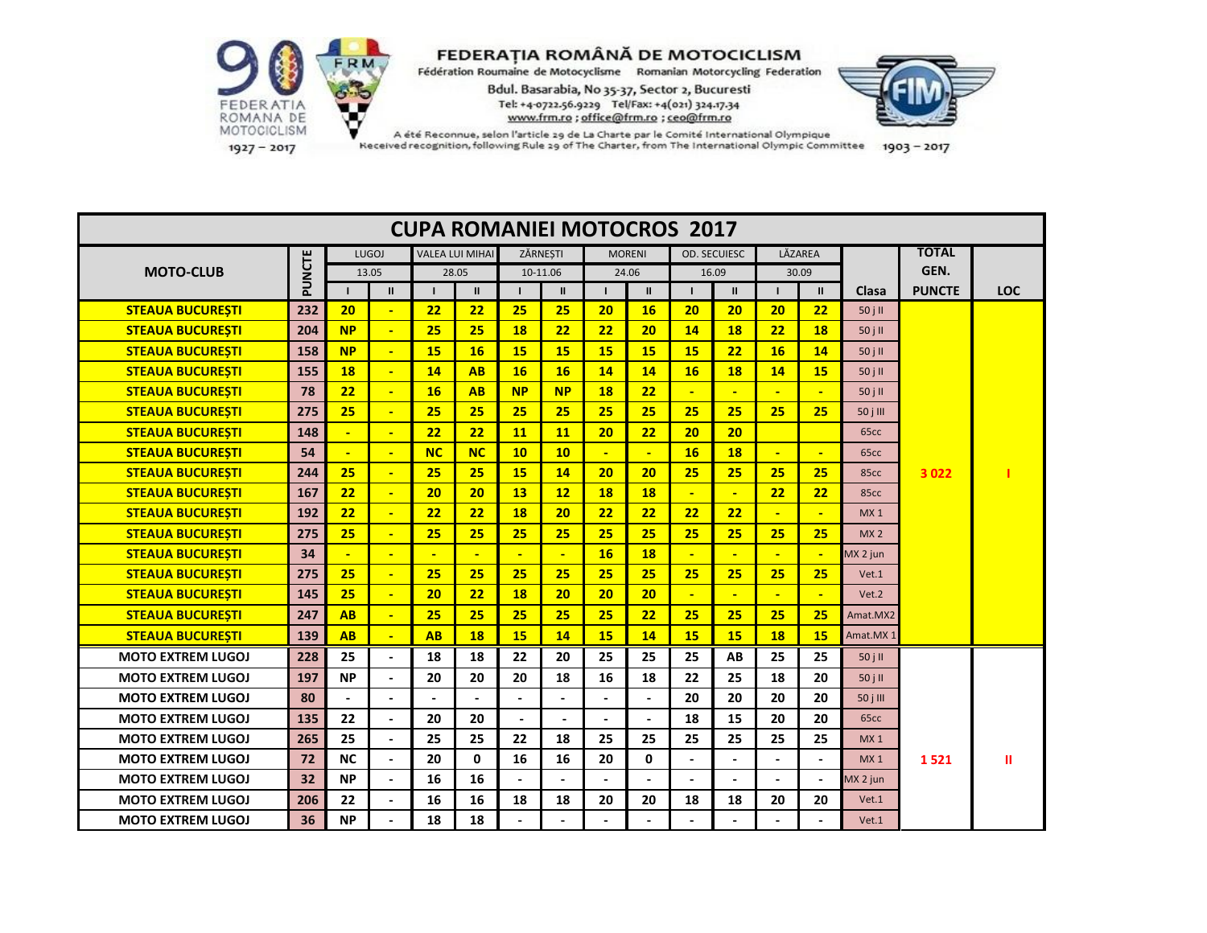**FEDERAȚIA ROMÂNĂ DE MOTOCICLISM**

Fédération Roumaine de Motocyclisme Romanian Motorcycling Federation

Bdul. Basarabia, No 35-37, Sector 2, Bucuresti

Tel: +4-0722.56.9229 Tel/Fax: +4(021) 324.17.34

www.frm.ro ; office@frm.ro ; ceo@frm.ro

A été Reconnue, selon l'article 29 de La Charte par le Comité International Olympique

Received recognition, following Rule 29 of The Charter, from The International Olympic Committee

90 FEDERATIA ROMANA DE MOTOCICLISM 1927 – 2017

FIM 1903 – 2017

# CUPA ROMANIEI MOTOCROS 2017

| MOTO-CLUB | PUNCTE | LUGOJ | | VALEA LUI MIHAI | | ZĂRNEȘTI | | MORENI | | OD. SECUIESC | | LĂZAREA | | Clasa | TOTAL GEN. PUNCTE | LOC |
|---|---|---|---|---|---|---|---|---|---|---|---|---|---|---|---|---|
| | | 13.05 | | 28.05 | | 10-11.06 | | 24.06 | | 16.09 | | 30.09 | | | | |
| | | I | II | I | II | I | II | I | II | I | II | I | II | | | |
| STEAUA BUCUREȘTI | 232 | 20 | - | 22 | 22 | 25 | 25 | 20 | 16 | 20 | 20 | 20 | 22 | 50 j II | 3 022 | I |
| STEAUA BUCUREȘTI | 204 | NP | - | 25 | 25 | 18 | 22 | 22 | 20 | 14 | 18 | 22 | 18 | 50 j II | | |
| STEAUA BUCUREȘTI | 158 | NP | - | 15 | 16 | 15 | 15 | 15 | 15 | 15 | 22 | 16 | 14 | 50 j II | | |
| STEAUA BUCUREȘTI | 155 | 18 | - | 14 | AB | 16 | 16 | 14 | 14 | 16 | 18 | 14 | 15 | 50 j II | | |
| STEAUA BUCUREȘTI | 78 | 22 | - | 16 | AB | NP | NP | 18 | 22 | - | - | - | - | 50 j II | | |
| STEAUA BUCUREȘTI | 275 | 25 | - | 25 | 25 | 25 | 25 | 25 | 25 | 25 | 25 | 25 | 25 | 50 j III | | |
| STEAUA BUCUREȘTI | 148 | - | - | 22 | 22 | 11 | 11 | 20 | 22 | 20 | 20 | | | 65cc | | |
| STEAUA BUCUREȘTI | 54 | - | - | NC | NC | 10 | 10 | - | - | 16 | 18 | - | - | 65cc | | |
| STEAUA BUCUREȘTI | 244 | 25 | - | 25 | 25 | 15 | 14 | 20 | 20 | 25 | 25 | 25 | 25 | 85cc | | |
| STEAUA BUCUREȘTI | 167 | 22 | - | 20 | 20 | 13 | 12 | 18 | 18 | - | - | 22 | 22 | 85cc | | |
| STEAUA BUCUREȘTI | 192 | 22 | - | 22 | 22 | 18 | 20 | 22 | 22 | 22 | 22 | - | - | MX 1 | | |
| STEAUA BUCUREȘTI | 275 | 25 | - | 25 | 25 | 25 | 25 | 25 | 25 | 25 | 25 | 25 | 25 | MX 2 | | |
| STEAUA BUCUREȘTI | 34 | - | - | - | - | - | - | 16 | 18 | - | - | - | - | MX 2 jun | | |
| STEAUA BUCUREȘTI | 275 | 25 | - | 25 | 25 | 25 | 25 | 25 | 25 | 25 | 25 | 25 | 25 | Vet.1 | | |
| STEAUA BUCUREȘTI | 145 | 25 | - | 20 | 22 | 18 | 20 | 20 | 20 | - | - | - | - | Vet.2 | | |
| STEAUA BUCUREȘTI | 247 | AB | - | 25 | 25 | 25 | 25 | 25 | 22 | 25 | 25 | 25 | 25 | Amat.MX2 | | |
| STEAUA BUCUREȘTI | 139 | AB | - | AB | 18 | 15 | 14 | 15 | 14 | 15 | 15 | 18 | 15 | Amat.MX 1 | | |
| MOTO EXTREM LUGOJ | 228 | 25 | - | 18 | 18 | 22 | 20 | 25 | 25 | 25 | AB | 25 | 25 | 50 j II | 1 521 | II |
| MOTO EXTREM LUGOJ | 197 | NP | - | 20 | 20 | 20 | 18 | 16 | 18 | 22 | 25 | 18 | 20 | 50 j II | | |
| MOTO EXTREM LUGOJ | 80 | - | - | - | - | - | - | - | - | 20 | 20 | 20 | 20 | 50 j III | | |
| MOTO EXTREM LUGOJ | 135 | 22 | - | 20 | 20 | - | - | - | - | 18 | 15 | 20 | 20 | 65cc | | |
| MOTO EXTREM LUGOJ | 265 | 25 | - | 25 | 25 | 22 | 18 | 25 | 25 | 25 | 25 | 25 | 25 | MX 1 | | |
| MOTO EXTREM LUGOJ | 72 | NC | - | 20 | 0 | 16 | 16 | 20 | 0 | - | - | - | - | MX 1 | | |
| MOTO EXTREM LUGOJ | 32 | NP | - | 16 | 16 | - | - | - | - | - | - | - | - | MX 2 jun | | |
| MOTO EXTREM LUGOJ | 206 | 22 | - | 16 | 16 | 18 | 18 | 20 | 20 | 18 | 18 | 20 | 20 | Vet.1 | | |
| MOTO EXTREM LUGOJ | 36 | NP | - | 18 | 18 | - | - | - | - | - | - | - | - | Vet.1 | | |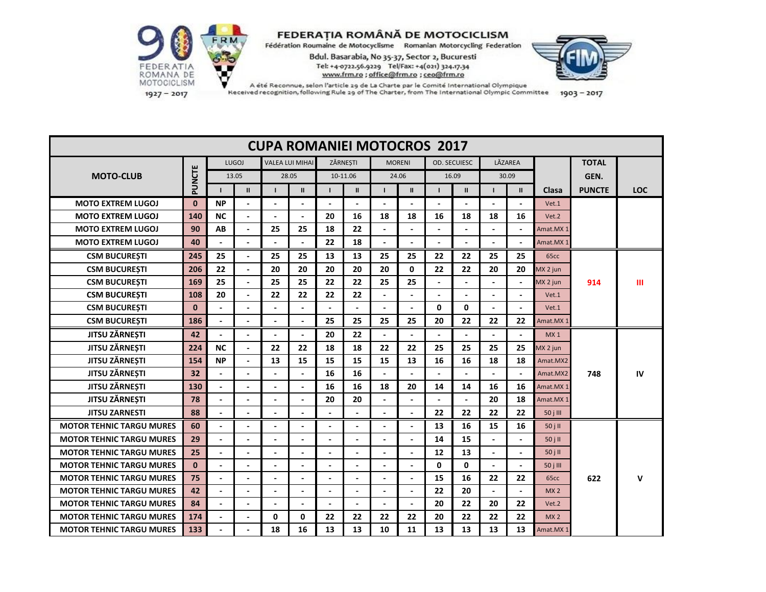FEDERAȚIA ROMÂNĂ DE MOTOCICLISM
Fédération Roumaine de Motocyclisme Romanian Motorcycling Federation
Bdul. Basarabia, No 35-37, Sector 2, Bucuresti
Tel: +4-0722.56.9229 Tel/Fax: +4(021) 324.17.34
www.frm.ro ; office@frm.ro ; ceo@frm.ro
A été Reconnue, selon l'article 29 de La Charte par le Comité International Olympique
Received recognition, following Rule 29 of The Charter, from The International Olympic Committee

FEDERATIA ROMANA DE MOTOCICLISM 1927 – 2017 | FIM 1903 – 2017

# CUPA ROMANIEI MOTOCROS 2017

| MOTO-CLUB | PUNCTE | LUGOJ 13.05 | | VALEA LUI MIHAI 28.05 | | ZĂRNEȘTI 10-11.06 | | MORENI 24.06 | | OD. SECUIESC 16.09 | | LĂZAREA 30.09 | | Clasa | TOTAL GEN. PUNCTE | LOC |
|---|---|---|---|---|---|---|---|---|---|---|---|---|---|---|---|---|
| | | I | II | I | II | I | II | I | II | I | II | I | II | | | |
| MOTO EXTREM LUGOJ | 0 | NP | - | - | - | - | - | - | - | - | - | - | - | Vet.1 | | |
| MOTO EXTREM LUGOJ | 140 | NC | - | - | - | 20 | 16 | 18 | 18 | 16 | 18 | 18 | 16 | Vet.2 | | |
| MOTO EXTREM LUGOJ | 90 | AB | - | 25 | 25 | 18 | 22 | - | - | - | - | - | - | Amat.MX 1 | | |
| MOTO EXTREM LUGOJ | 40 | - | - | - | - | 22 | 18 | - | - | - | - | - | - | Amat.MX 1 | | |
| CSM BUCUREȘTI | 245 | 25 | - | 25 | 25 | 13 | 13 | 25 | 25 | 22 | 22 | 25 | 25 | 65cc | | |
| CSM BUCUREȘTI | 206 | 22 | - | 20 | 20 | 20 | 20 | 20 | 0 | 22 | 22 | 20 | 20 | MX 2 jun | | |
| CSM BUCUREȘTI | 169 | 25 | - | 25 | 25 | 22 | 22 | 25 | 25 | - | - | - | - | MX 2 jun | 914 | III |
| CSM BUCUREȘTI | 108 | 20 | - | 22 | 22 | 22 | 22 | - | - | - | - | - | - | Vet.1 | | |
| CSM BUCUREȘTI | 0 | - | - | - | - | - | - | - | - | 0 | 0 | - | - | Vet.1 | | |
| CSM BUCUREȘTI | 186 | - | - | - | - | 25 | 25 | 25 | 25 | 20 | 22 | 22 | 22 | Amat.MX 1 | | |
| JITSU ZĂRNEȘTI | 42 | - | - | - | - | 20 | 22 | - | - | - | - | - | - | MX 1 | | |
| JITSU ZĂRNEȘTI | 224 | NC | - | 22 | 22 | 18 | 18 | 22 | 22 | 25 | 25 | 25 | 25 | MX 2 jun | | |
| JITSU ZĂRNEȘTI | 154 | NP | - | 13 | 15 | 15 | 15 | 15 | 13 | 16 | 16 | 18 | 18 | Amat.MX2 | | |
| JITSU ZĂRNEȘTI | 32 | - | - | - | - | 16 | 16 | - | - | - | - | - | - | Amat.MX2 | 748 | IV |
| JITSU ZĂRNEȘTI | 130 | - | - | - | - | 16 | 16 | 18 | 20 | 14 | 14 | 16 | 16 | Amat.MX 1 | | |
| JITSU ZĂRNEȘTI | 78 | - | - | - | - | 20 | 20 | - | - | - | - | 20 | 18 | Amat.MX 1 | | |
| JITSU ZARNESTI | 88 | - | - | - | - | - | - | - | - | 22 | 22 | 22 | 22 | 50 j III | | |
| MOTOR TEHNIC TARGU MURES | 60 | - | - | - | - | - | - | - | - | 13 | 16 | 15 | 16 | 50 j II | | |
| MOTOR TEHNIC TARGU MURES | 29 | - | - | - | - | - | - | - | - | 14 | 15 | - | - | 50 j II | | |
| MOTOR TEHNIC TARGU MURES | 25 | - | - | - | - | - | - | - | - | 12 | 13 | - | - | 50 j II | | |
| MOTOR TEHNIC TARGU MURES | 0 | - | - | - | - | - | - | - | - | 0 | 0 | - | - | 50 j III | | |
| MOTOR TEHNIC TARGU MURES | 75 | - | - | - | - | - | - | - | - | 15 | 16 | 22 | 22 | 65cc | 622 | V |
| MOTOR TEHNIC TARGU MURES | 42 | - | - | - | - | - | - | - | - | 22 | 20 | - | - | MX 2 | | |
| MOTOR TEHNIC TARGU MURES | 84 | - | - | - | - | - | - | - | - | 20 | 22 | 20 | 22 | Vet.2 | | |
| MOTOR TEHNIC TARGU MURES | 174 | - | - | 0 | 0 | 22 | 22 | 22 | 22 | 20 | 22 | 22 | 22 | MX 2 | | |
| MOTOR TEHNIC TARGU MURES | 133 | - | - | 18 | 16 | 13 | 13 | 10 | 11 | 13 | 13 | 13 | 13 | Amat.MX 1 | | |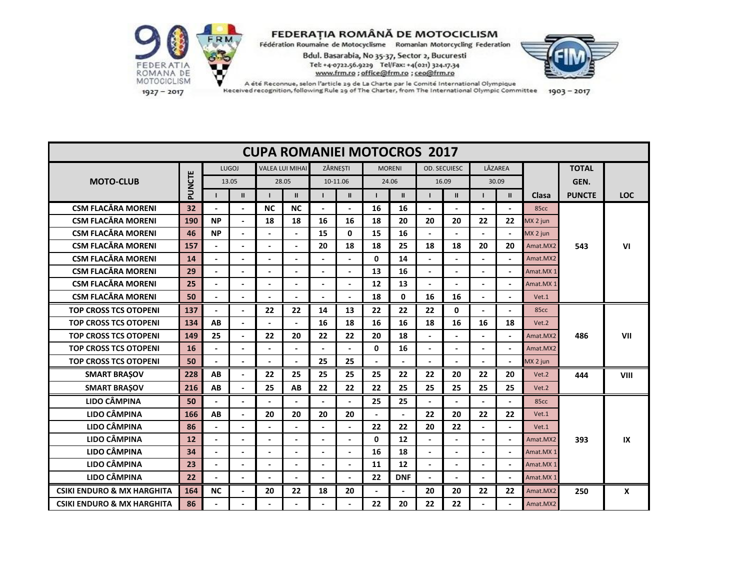**FEDERAȚIA ROMÂNĂ DE MOTOCICLISM**
Fédération Roumaine de Motocyclisme Romanian Motorcycling Federation
Bdul. Basarabia, No 35-37, Sector 2, Bucuresti
Tel: +4-0722.56.9229 Tel/Fax: +4(021) 324.17.34
www.frm.ro ; office@frm.ro ; ceo@frm.ro
A été Reconnue, selon l'article 29 de La Charte par le Comité International Olympique
Received recognition, following Rule 29 of The Charter, from The International Olympic Committee

90 FEDERATIA ROMANA DE MOTOCICLISM 1927 – 2017 | FIM 1903 – 2017

# CUPA ROMANIEI MOTOCROS 2017

| MOTO-CLUB | PUNCTE | LUGOJ | | VALEA LUI MIHAI | | ZĂRNEȘTI | | MORENI | | OD. SECUIESC | | LĂZAREA | | Clasa | TOTAL GEN. PUNCTE | LOC |
|---|---|---|---|---|---|---|---|---|---|---|---|---|---|---|---|---|
| | | 13.05 | | 28.05 | | 10-11.06 | | 24.06 | | 16.09 | | 30.09 | | | | |
| | | I | II | I | II | I | II | I | II | I | II | I | II | | | |
| CSM FLACĂRA MORENI | 32 | - | - | NC | NC | - | - | 16 | 16 | - | - | - | - | 85cc | 543 | VI |
| CSM FLACĂRA MORENI | 190 | NP | - | 18 | 18 | 16 | 16 | 18 | 20 | 20 | 20 | 22 | 22 | MX 2 jun | | |
| CSM FLACĂRA MORENI | 46 | NP | - | - | - | 15 | 0 | 15 | 16 | - | - | - | - | MX 2 jun | | |
| CSM FLACĂRA MORENI | 157 | - | - | - | - | 20 | 18 | 18 | 25 | 18 | 18 | 20 | 20 | Amat.MX2 | | |
| CSM FLACĂRA MORENI | 14 | - | - | - | - | - | - | 0 | 14 | - | - | - | - | Amat.MX2 | | |
| CSM FLACĂRA MORENI | 29 | - | - | - | - | - | - | 13 | 16 | - | - | - | - | Amat.MX 1 | | |
| CSM FLACĂRA MORENI | 25 | - | - | - | - | - | - | 12 | 13 | - | - | - | - | Amat.MX 1 | | |
| CSM FLACĂRA MORENI | 50 | - | - | - | - | - | - | 18 | 0 | 16 | 16 | - | - | Vet.1 | | |
| TOP CROSS TCS OTOPENI | 137 | - | - | 22 | 22 | 14 | 13 | 22 | 22 | 22 | 0 | - | - | 85cc | 486 | VII |
| TOP CROSS TCS OTOPENI | 134 | AB | - | - | - | 16 | 18 | 16 | 16 | 18 | 16 | 16 | 18 | Vet.2 | | |
| TOP CROSS TCS OTOPENI | 149 | 25 | - | 22 | 20 | 22 | 22 | 20 | 18 | - | - | - | - | Amat.MX2 | | |
| TOP CROSS TCS OTOPENI | 16 | - | - | - | - | - | - | 0 | 16 | - | - | - | - | Amat.MX2 | | |
| TOP CROSS TCS OTOPENI | 50 | - | - | - | - | 25 | 25 | - | - | - | - | - | - | MX 2 jun | | |
| SMART BRAȘOV | 228 | AB | - | 22 | 25 | 25 | 25 | 25 | 22 | 22 | 20 | 22 | 20 | Vet.2 | 444 | VIII |
| SMART BRAȘOV | 216 | AB | - | 25 | AB | 22 | 22 | 22 | 25 | 25 | 25 | 25 | 25 | Vet.2 | | |
| LIDO CÂMPINA | 50 | - | - | - | - | - | - | 25 | 25 | - | - | - | - | 85cc | 393 | IX |
| LIDO CÂMPINA | 166 | AB | - | 20 | 20 | 20 | 20 | - | - | 22 | 20 | 22 | 22 | Vet.1 | | |
| LIDO CÂMPINA | 86 | - | - | - | - | - | - | 22 | 22 | 20 | 22 | - | - | Vet.1 | | |
| LIDO CÂMPINA | 12 | - | - | - | - | - | - | 0 | 12 | - | - | - | - | Amat.MX2 | | |
| LIDO CÂMPINA | 34 | - | - | - | - | - | - | 16 | 18 | - | - | - | - | Amat.MX 1 | | |
| LIDO CÂMPINA | 23 | - | - | - | - | - | - | 11 | 12 | - | - | - | - | Amat.MX 1 | | |
| LIDO CÂMPINA | 22 | - | - | - | - | - | - | 22 | DNF | - | - | - | - | Amat.MX 1 | | |
| CSIKI ENDURO & MX HARGHITA | 164 | NC | - | 20 | 22 | 18 | 20 | - | - | 20 | 20 | 22 | 22 | Amat.MX2 | 250 | X |
| CSIKI ENDURO & MX HARGHITA | 86 | - | - | - | - | - | - | 22 | 20 | 22 | 22 | - | - | Amat.MX2 | | |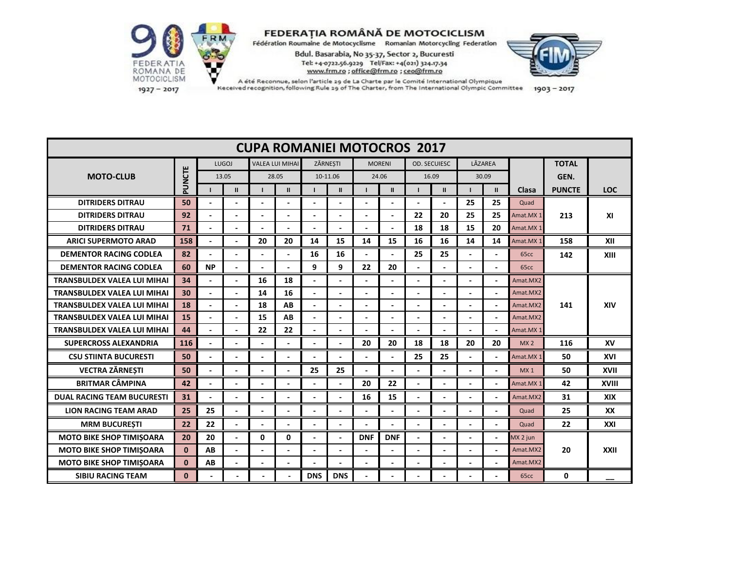FEDERAȚIA ROMÂNĂ DE MOTOCICLISM

Fédération Roumaine de Motocyclisme  Romanian Motorcycling Federation

Bdul. Basarabia, No 35-37, Sector 2, Bucuresti

Tel: +4-0722.56.9229  Tel/Fax: +4(021) 324.17.34

www.frm.ro ; office@frm.ro ; ceo@frm.ro

A été Reconnue, selon l'article 29 de La Charte par le Comité International Olympique

Received recognition, following Rule 29 of The Charter, from The International Olympic Committee

FEDERATIA ROMANA DE MOTOCICLISM 1927 – 2017

1903 – 2017

# CUPA ROMANIEI MOTOCROS 2017

| MOTO-CLUB | PUNCTE | LUGOJ 13.05 I | LUGOJ 13.05 II | VALEA LUI MIHAI 28.05 I | VALEA LUI MIHAI 28.05 II | ZĂRNEȘTI 10-11.06 I | ZĂRNEȘTI 10-11.06 II | MORENI 24.06 I | MORENI 24.06 II | OD. SECUIESC 16.09 I | OD. SECUIESC 16.09 II | LĂZAREA 30.09 I | LĂZAREA 30.09 II | Clasa | TOTAL GEN. PUNCTE | LOC |
|---|---|---|---|---|---|---|---|---|---|---|---|---|---|---|---|---|
| DITRIDERS DITRAU | 50 | - | - | - | - | - | - | - | - | - | - | 25 | 25 | Quad | 213 | XI |
| DITRIDERS DITRAU | 92 | - | - | - | - | - | - | - | - | 22 | 20 | 25 | 25 | Amat.MX 1 | | |
| DITRIDERS DITRAU | 71 | - | - | - | - | - | - | - | - | 18 | 18 | 15 | 20 | Amat.MX 1 | | |
| ARICI SUPERMOTO ARAD | 158 | - | - | 20 | 20 | 14 | 15 | 14 | 15 | 16 | 16 | 14 | 14 | Amat.MX 1 | 158 | XII |
| DEMENTOR RACING CODLEA | 82 | - | - | - | - | 16 | 16 | - | - | 25 | 25 | - | - | 65cc | 142 | XIII |
| DEMENTOR RACING CODLEA | 60 | NP | - | - | - | 9 | 9 | 22 | 20 | - | - | - | - | 65cc | | |
| TRANSBULDEX VALEA LUI MIHAI | 34 | - | - | 16 | 18 | - | - | - | - | - | - | - | - | Amat.MX2 | 141 | XIV |
| TRANSBULDEX VALEA LUI MIHAI | 30 | - | - | 14 | 16 | - | - | - | - | - | - | - | - | Amat.MX2 | | |
| TRANSBULDEX VALEA LUI MIHAI | 18 | - | - | 18 | AB | - | - | - | - | - | - | - | - | Amat.MX2 | | |
| TRANSBULDEX VALEA LUI MIHAI | 15 | - | - | 15 | AB | - | - | - | - | - | - | - | - | Amat.MX2 | | |
| TRANSBULDEX VALEA LUI MIHAI | 44 | - | - | 22 | 22 | - | - | - | - | - | - | - | - | Amat.MX 1 | | |
| SUPERCROSS ALEXANDRIA | 116 | - | - | - | - | - | - | 20 | 20 | 18 | 18 | 20 | 20 | MX 2 | 116 | XV |
| CSU STIINTA BUCURESTI | 50 | - | - | - | - | - | - | - | - | 25 | 25 | - | - | Amat.MX 1 | 50 | XVI |
| VECTRA ZĂRNEȘTI | 50 | - | - | - | - | 25 | 25 | - | - | - | - | - | - | MX 1 | 50 | XVII |
| BRITMAR CÂMPINA | 42 | - | - | - | - | - | - | 20 | 22 | - | - | - | - | Amat.MX 1 | 42 | XVIII |
| DUAL RACING TEAM BUCURESTI | 31 | - | - | - | - | - | - | 16 | 15 | - | - | - | - | Amat.MX2 | 31 | XIX |
| LION RACING TEAM ARAD | 25 | 25 | - | - | - | - | - | - | - | - | - | - | - | Quad | 25 | XX |
| MRM BUCUREȘTI | 22 | 22 | - | - | - | - | - | - | - | - | - | - | - | Quad | 22 | XXI |
| MOTO BIKE SHOP TIMIȘOARA | 20 | 20 | - | 0 | 0 | - | - | DNF | DNF | - | - | - | - | MX 2 jun | 20 | XXII |
| MOTO BIKE SHOP TIMIȘOARA | 0 | AB | - | - | - | - | - | - | - | - | - | - | - | Amat.MX2 | | |
| MOTO BIKE SHOP TIMIȘOARA | 0 | AB | - | - | - | - | - | - | - | - | - | - | - | Amat.MX2 | | |
| SIBIU RACING TEAM | 0 | - | - | - | - | DNS | DNS | - | - | - | - | - | - | 65cc | 0 | __ |